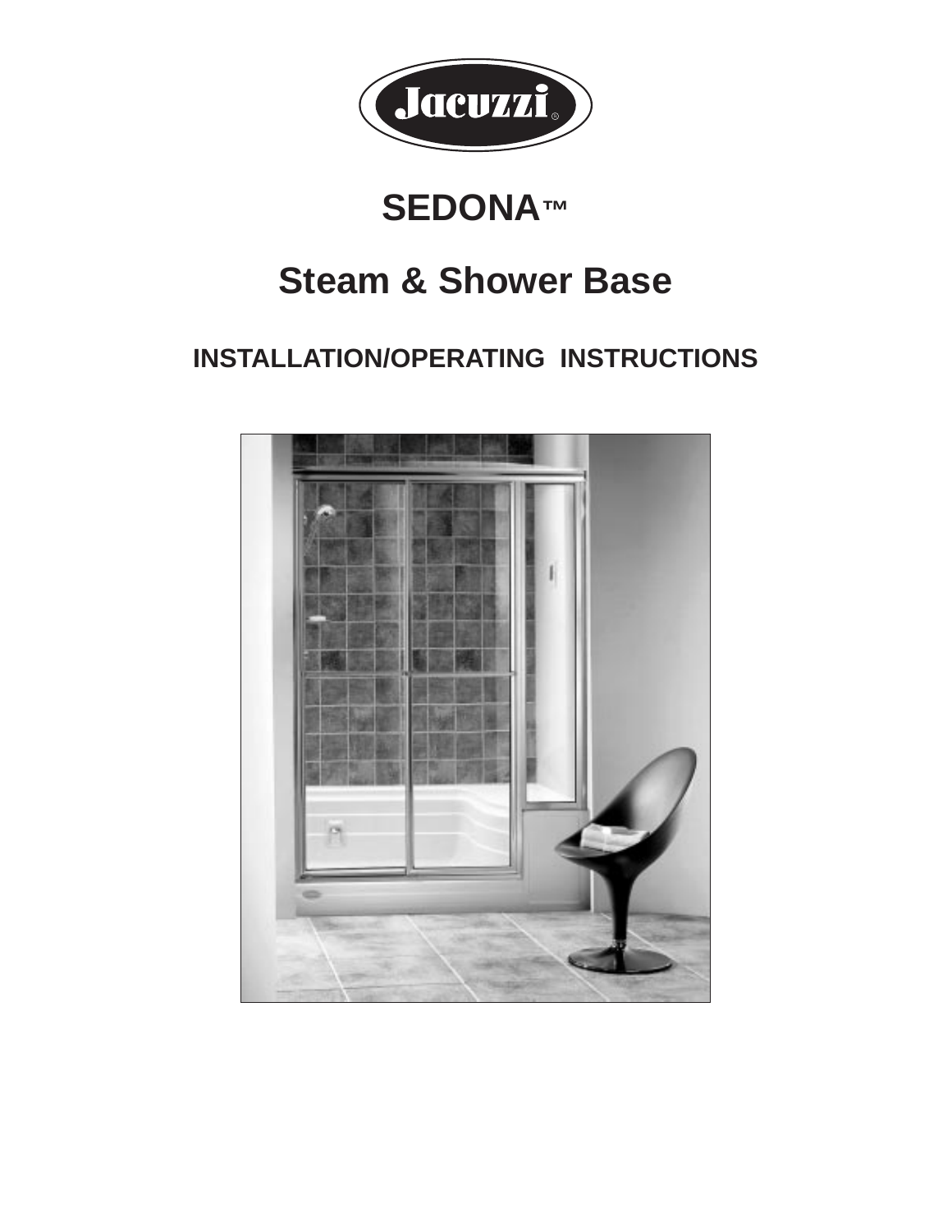Jacuzzi®

# SEDONA™

# Steam & Shower Base

## INSTALLATION/OPERATING INSTRUCTIONS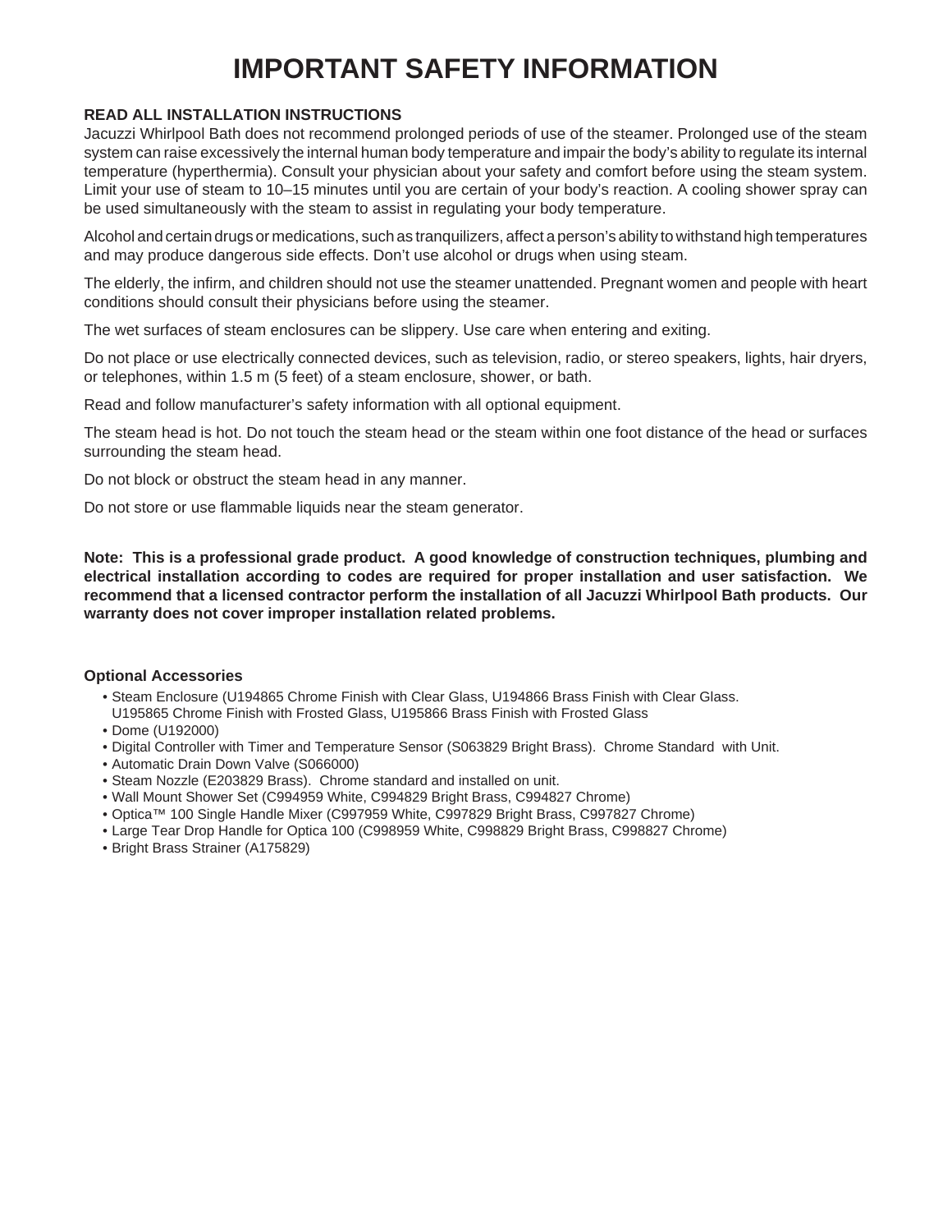# IMPORTANT SAFETY INFORMATION

**READ ALL INSTALLATION INSTRUCTIONS**

Jacuzzi Whirlpool Bath does not recommend prolonged periods of use of the steamer. Prolonged use of the steam system can raise excessively the internal human body temperature and impair the body's ability to regulate its internal temperature (hyperthermia). Consult your physician about your safety and comfort before using the steam system. Limit your use of steam to 10–15 minutes until you are certain of your body's reaction. A cooling shower spray can be used simultaneously with the steam to assist in regulating your body temperature.

Alcohol and certain drugs or medications, such as tranquilizers, affect a person's ability to withstand high temperatures and may produce dangerous side effects. Don't use alcohol or drugs when using steam.

The elderly, the infirm, and children should not use the steamer unattended. Pregnant women and people with heart conditions should consult their physicians before using the steamer.

The wet surfaces of steam enclosures can be slippery. Use care when entering and exiting.

Do not place or use electrically connected devices, such as television, radio, or stereo speakers, lights, hair dryers, or telephones, within 1.5 m (5 feet) of a steam enclosure, shower, or bath.

Read and follow manufacturer's safety information with all optional equipment.

The steam head is hot. Do not touch the steam head or the steam within one foot distance of the head or surfaces surrounding the steam head.

Do not block or obstruct the steam head in any manner.

Do not store or use flammable liquids near the steam generator.

**Note: This is a professional grade product. A good knowledge of construction techniques, plumbing and electrical installation according to codes are required for proper installation and user satisfaction. We recommend that a licensed contractor perform the installation of all Jacuzzi Whirlpool Bath products. Our warranty does not cover improper installation related problems.**

**Optional Accessories**

- Steam Enclosure (U194865 Chrome Finish with Clear Glass, U194866 Brass Finish with Clear Glass. U195865 Chrome Finish with Frosted Glass, U195866 Brass Finish with Frosted Glass
- Dome (U192000)
- Digital Controller with Timer and Temperature Sensor (S063829 Bright Brass). Chrome Standard with Unit.
- Automatic Drain Down Valve (S066000)
- Steam Nozzle (E203829 Brass). Chrome standard and installed on unit.
- Wall Mount Shower Set (C994959 White, C994829 Bright Brass, C994827 Chrome)
- Optica™ 100 Single Handle Mixer (C997959 White, C997829 Bright Brass, C997827 Chrome)
- Large Tear Drop Handle for Optica 100 (C998959 White, C998829 Bright Brass, C998827 Chrome)
- Bright Brass Strainer (A175829)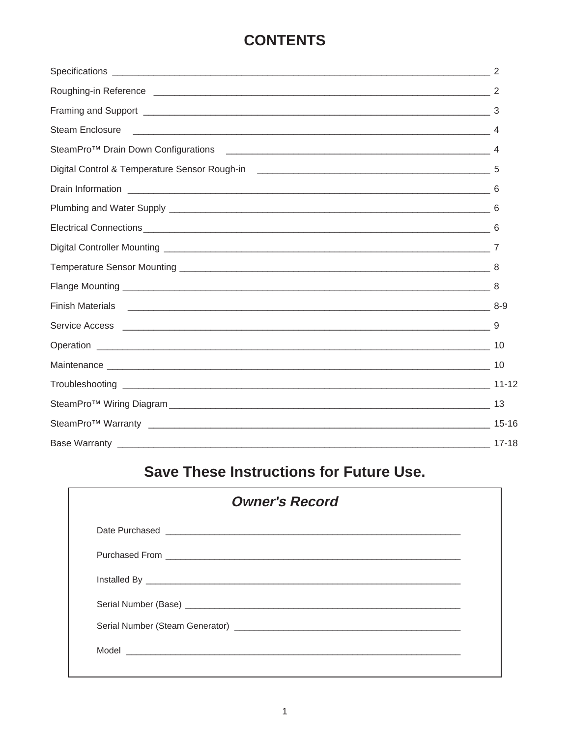# CONTENTS

| Section | Page |
|---|---|
| Specifications | 2 |
| Roughing-in Reference | 2 |
| Framing and Support | 3 |
| Steam Enclosure | 4 |
| SteamPro™ Drain Down Configurations | 4 |
| Digital Control & Temperature Sensor Rough-in | 5 |
| Drain Information | 6 |
| Plumbing and Water Supply | 6 |
| Electrical Connections | 6 |
| Digital Controller Mounting | 7 |
| Temperature Sensor Mounting | 8 |
| Flange Mounting | 8 |
| Finish Materials | 8-9 |
| Service Access | 9 |
| Operation | 10 |
| Maintenance | 10 |
| Troubleshooting | 11-12 |
| SteamPro™ Wiring Diagram | 13 |
| SteamPro™ Warranty | 15-16 |
| Base Warranty | 17-18 |

## Save These Instructions for Future Use.

### *Owner's Record*

Date Purchased ______________________________

Purchased From ______________________________

Installed By ______________________________

Serial Number (Base) ______________________________

Serial Number (Steam Generator) ______________________________

Model ______________________________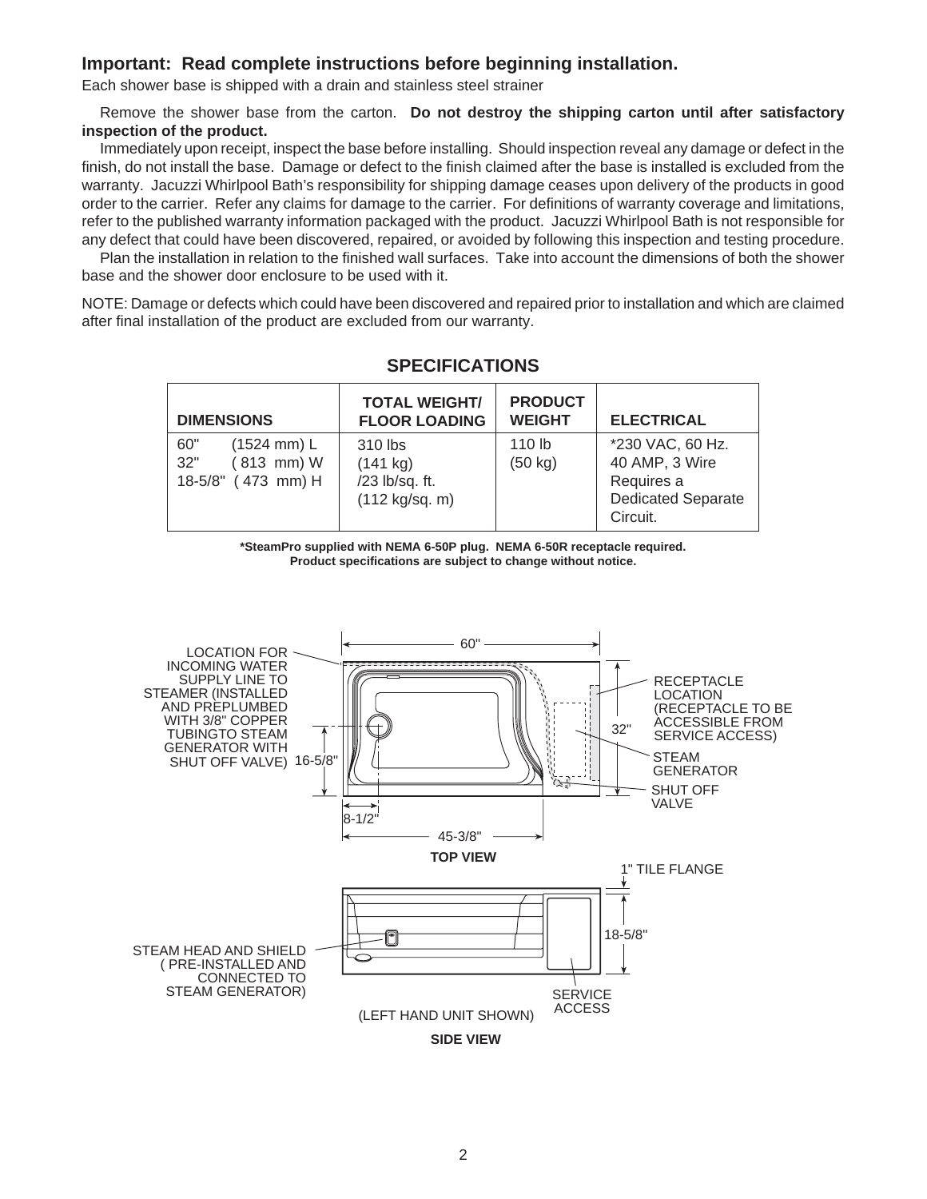## Important: Read complete instructions before beginning installation.

Each shower base is shipped with a drain and stainless steel strainer

Remove the shower base from the carton. **Do not destroy the shipping carton until after satisfactory inspection of the product.**

Immediately upon receipt, inspect the base before installing. Should inspection reveal any damage or defect in the finish, do not install the base. Damage or defect to the finish claimed after the base is installed is excluded from the warranty. Jacuzzi Whirlpool Bath's responsibility for shipping damage ceases upon delivery of the products in good order to the carrier. Refer any claims for damage to the carrier. For definitions of warranty coverage and limitations, refer to the published warranty information packaged with the product. Jacuzzi Whirlpool Bath is not responsible for any defect that could have been discovered, repaired, or avoided by following this inspection and testing procedure.

Plan the installation in relation to the finished wall surfaces. Take into account the dimensions of both the shower base and the shower door enclosure to be used with it.

NOTE: Damage or defects which could have been discovered and repaired prior to installation and which are claimed after final installation of the product are excluded from our warranty.

## SPECIFICATIONS

| DIMENSIONS | TOTAL WEIGHT/ FLOOR LOADING | PRODUCT WEIGHT | ELECTRICAL |
|---|---|---|---|
| 60" (1524 mm) L<br>32" (813 mm) W<br>18-5/8" (473 mm) H | 310 lbs<br>(141 kg)<br>/23 lb/sq. ft.<br>(112 kg/sq. m) | 110 lb<br>(50 kg) | *230 VAC, 60 Hz.<br>40 AMP, 3 Wire<br>Requires a Dedicated Separate Circuit. |

**\*SteamPro supplied with NEMA 6-50P plug. NEMA 6-50R receptacle required.**
**Product specifications are subject to change without notice.**

60"

LOCATION FOR INCOMING WATER SUPPLY LINE TO STEAMER (INSTALLED AND PREPLUMBED WITH 3/8" COPPER TUBINGTO STEAM GENERATOR WITH SHUT OFF VALVE)

16-5/8"

8-1/2"

45-3/8"

32"

RECEPTACLE LOCATION (RECEPTACLE TO BE ACCESSIBLE FROM SERVICE ACCESS)

STEAM GENERATOR

SHUT OFF VALVE

**TOP VIEW**

1" TILE FLANGE

18-5/8"

STEAM HEAD AND SHIELD ( PRE-INSTALLED AND CONNECTED TO STEAM GENERATOR)

SERVICE ACCESS

(LEFT HAND UNIT SHOWN)

**SIDE VIEW**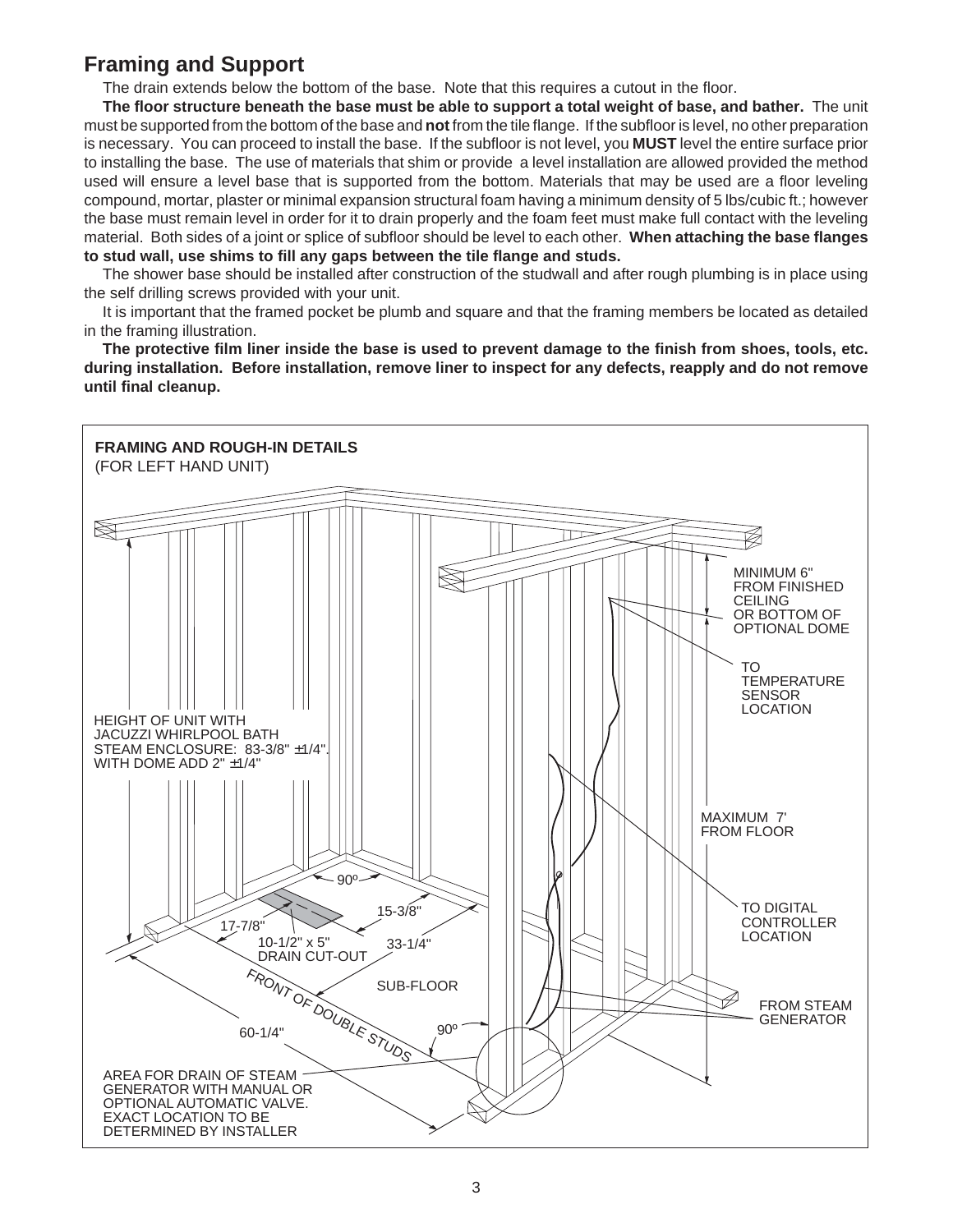## Framing and Support

The drain extends below the bottom of the base. Note that this requires a cutout in the floor.

**The floor structure beneath the base must be able to support a total weight of base, and bather.** The unit must be supported from the bottom of the base and **not** from the tile flange. If the subfloor is level, no other preparation is necessary. You can proceed to install the base. If the subfloor is not level, you **MUST** level the entire surface prior to installing the base. The use of materials that shim or provide a level installation are allowed provided the method used will ensure a level base that is supported from the bottom. Materials that may be used are a floor leveling compound, mortar, plaster or minimal expansion structural foam having a minimum density of 5 lbs/cubic ft.; however the base must remain level in order for it to drain properly and the foam feet must make full contact with the leveling material. Both sides of a joint or splice of subfloor should be level to each other. **When attaching the base flanges to stud wall, use shims to fill any gaps between the tile flange and studs.**

The shower base should be installed after construction of the studwall and after rough plumbing is in place using the self drilling screws provided with your unit.

It is important that the framed pocket be plumb and square and that the framing members be located as detailed in the framing illustration.

**The protective film liner inside the base is used to prevent damage to the finish from shoes, tools, etc. during installation. Before installation, remove liner to inspect for any defects, reapply and do not remove until final cleanup.**

**FRAMING AND ROUGH-IN DETAILS**
(FOR LEFT HAND UNIT)

MINIMUM 6" FROM FINISHED CEILING OR BOTTOM OF OPTIONAL DOME

TO TEMPERATURE SENSOR LOCATION

HEIGHT OF UNIT WITH JACUZZI WHIRLPOOL BATH STEAM ENCLOSURE: 83-3/8" ±1/4". WITH DOME ADD 2" ±1/4"

MAXIMUM 7' FROM FLOOR

90º

15-3/8"

17-7/8"

10-1/2" x 5" DRAIN CUT-OUT

33-1/4"

TO DIGITAL CONTROLLER LOCATION

SUB-FLOOR

FRONT OF DOUBLE STUDS

FROM STEAM GENERATOR

60-1/4"

90º

AREA FOR DRAIN OF STEAM GENERATOR WITH MANUAL OR OPTIONAL AUTOMATIC VALVE. EXACT LOCATION TO BE DETERMINED BY INSTALLER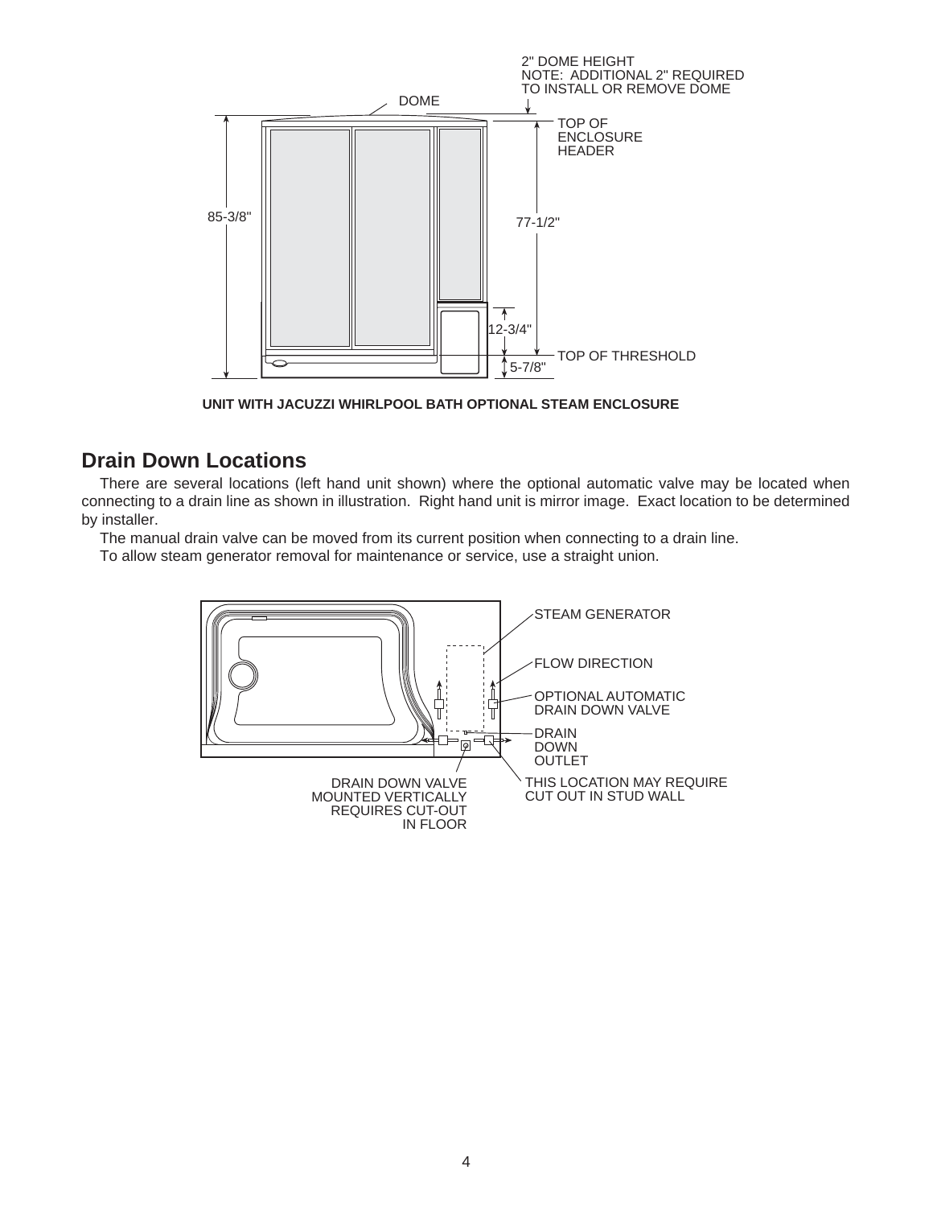2" DOME HEIGHT
NOTE: ADDITIONAL 2" REQUIRED TO INSTALL OR REMOVE DOME

DOME

TOP OF ENCLOSURE HEADER

85-3/8"

77-1/2"

12-3/4"

TOP OF THRESHOLD

5-7/8"

**UNIT WITH JACUZZI WHIRLPOOL BATH OPTIONAL STEAM ENCLOSURE**

## Drain Down Locations

There are several locations (left hand unit shown) where the optional automatic valve may be located when connecting to a drain line as shown in illustration. Right hand unit is mirror image. Exact location to be determined by installer.

The manual drain valve can be moved from its current position when connecting to a drain line.

To allow steam generator removal for maintenance or service, use a straight union.

STEAM GENERATOR

FLOW DIRECTION

OPTIONAL AUTOMATIC DRAIN DOWN VALVE

DRAIN DOWN OUTLET

DRAIN DOWN VALVE MOUNTED VERTICALLY REQUIRES CUT-OUT IN FLOOR

THIS LOCATION MAY REQUIRE CUT OUT IN STUD WALL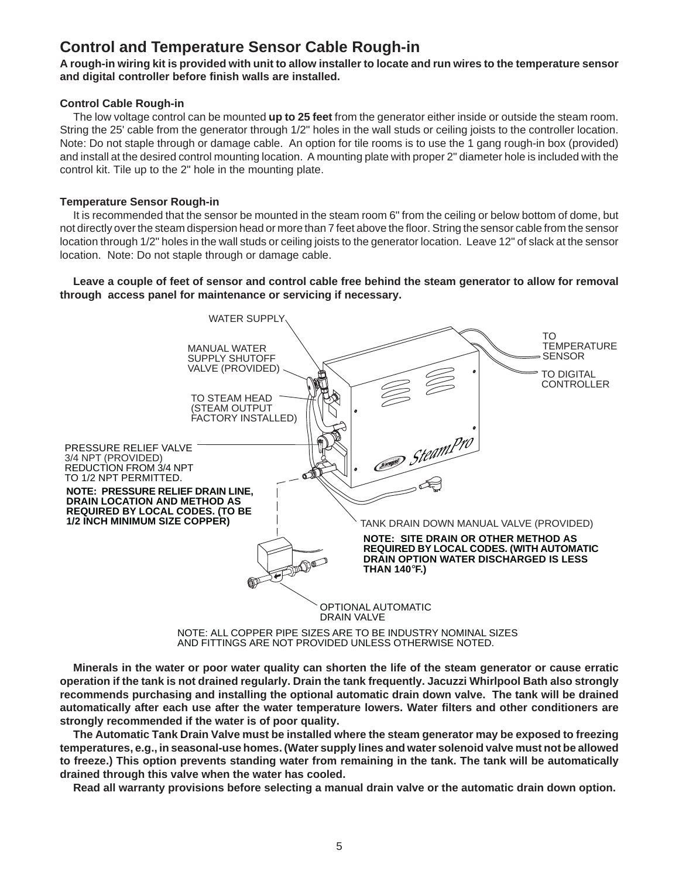## Control and Temperature Sensor Cable Rough-in

**A rough-in wiring kit is provided with unit to allow installer to locate and run wires to the temperature sensor and digital controller before finish walls are installed.**

### Control Cable Rough-in

The low voltage control can be mounted **up to 25 feet** from the generator either inside or outside the steam room. String the 25' cable from the generator through 1/2" holes in the wall studs or ceiling joists to the controller location. Note: Do not staple through or damage cable. An option for tile rooms is to use the 1 gang rough-in box (provided) and install at the desired control mounting location. A mounting plate with proper 2" diameter hole is included with the control kit. Tile up to the 2" hole in the mounting plate.

### Temperature Sensor Rough-in

It is recommended that the sensor be mounted in the steam room 6" from the ceiling or below bottom of dome, but not directly over the steam dispersion head or more than 7 feet above the floor. String the sensor cable from the sensor location through 1/2" holes in the wall studs or ceiling joists to the generator location. Leave 12" of slack at the sensor location. Note: Do not staple through or damage cable.

**Leave a couple of feet of sensor and control cable free behind the steam generator to allow for removal through access panel for maintenance or servicing if necessary.**

WATER SUPPLY

MANUAL WATER SUPPLY SHUTOFF VALVE (PROVIDED)

TO STEAM HEAD (STEAM OUTPUT FACTORY INSTALLED)

PRESSURE RELIEF VALVE 3/4 NPT (PROVIDED) REDUCTION FROM 3/4 NPT TO 1/2 NPT PERMITTED.

**NOTE: PRESSURE RELIEF DRAIN LINE, DRAIN LOCATION AND METHOD AS REQUIRED BY LOCAL CODES. (TO BE 1/2 INCH MINIMUM SIZE COPPER)**

TO TEMPERATURE SENSOR

TO DIGITAL CONTROLLER

TANK DRAIN DOWN MANUAL VALVE (PROVIDED)

**NOTE: SITE DRAIN OR OTHER METHOD AS REQUIRED BY LOCAL CODES. (WITH AUTOMATIC DRAIN OPTION WATER DISCHARGED IS LESS THAN 140°F.)**

OPTIONAL AUTOMATIC DRAIN VALVE

NOTE: ALL COPPER PIPE SIZES ARE TO BE INDUSTRY NOMINAL SIZES AND FITTINGS ARE NOT PROVIDED UNLESS OTHERWISE NOTED.

**Minerals in the water or poor water quality can shorten the life of the steam generator or cause erratic operation if the tank is not drained regularly. Drain the tank frequently. Jacuzzi Whirlpool Bath also strongly recommends purchasing and installing the optional automatic drain down valve. The tank will be drained automatically after each use after the water temperature lowers. Water filters and other conditioners are strongly recommended if the water is of poor quality.**

**The Automatic Tank Drain Valve must be installed where the steam generator may be exposed to freezing temperatures, e.g., in seasonal-use homes. (Water supply lines and water solenoid valve must not be allowed to freeze.) This option prevents standing water from remaining in the tank. The tank will be automatically drained through this valve when the water has cooled.**

**Read all warranty provisions before selecting a manual drain valve or the automatic drain down option.**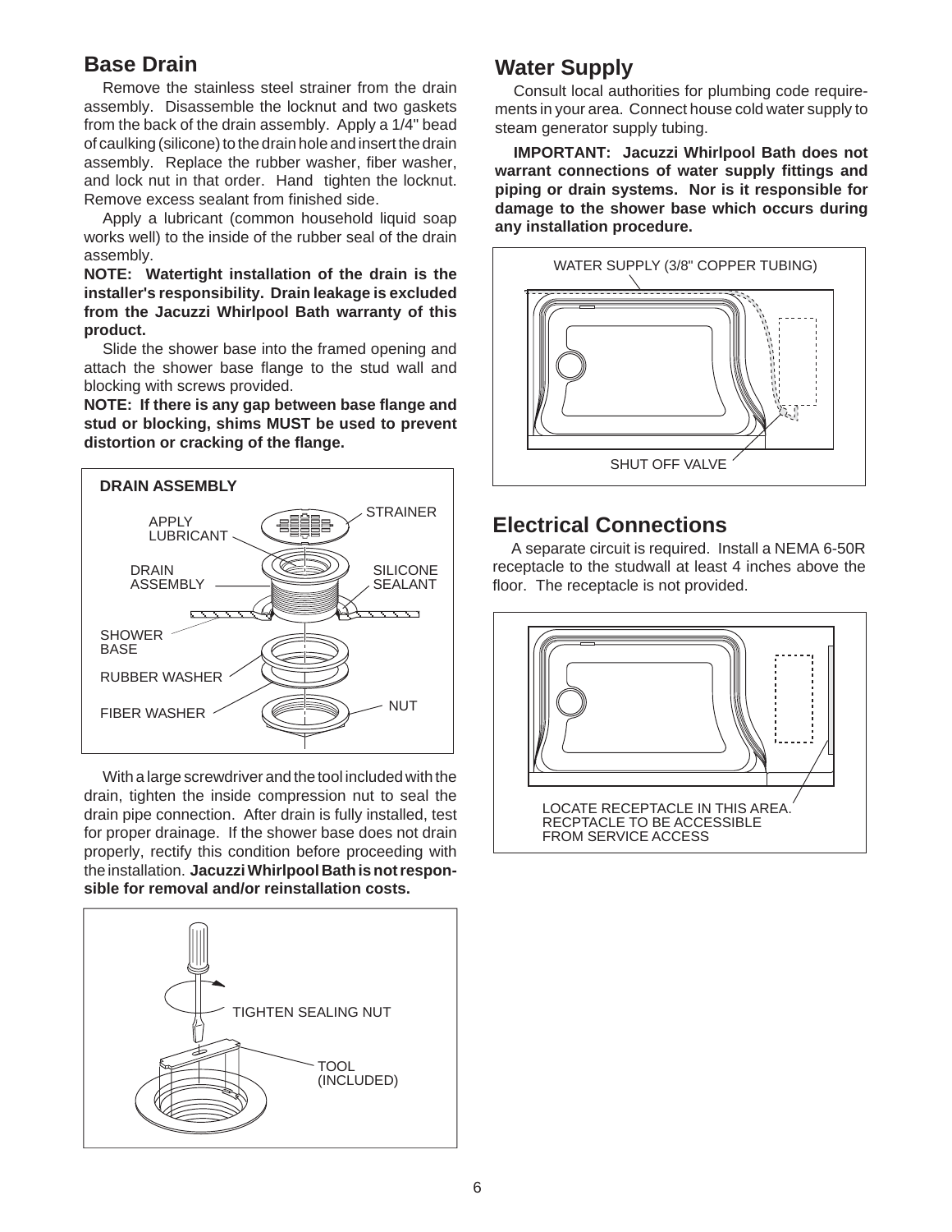## Base Drain

Remove the stainless steel strainer from the drain assembly. Disassemble the locknut and two gaskets from the back of the drain assembly. Apply a 1/4" bead of caulking (silicone) to the drain hole and insert the drain assembly. Replace the rubber washer, fiber washer, and lock nut in that order. Hand tighten the locknut. Remove excess sealant from finished side.

Apply a lubricant (common household liquid soap works well) to the inside of the rubber seal of the drain assembly.

**NOTE: Watertight installation of the drain is the installer's responsibility. Drain leakage is excluded from the Jacuzzi Whirlpool Bath warranty of this product.**

Slide the shower base into the framed opening and attach the shower base flange to the stud wall and blocking with screws provided.

**NOTE: If there is any gap between base flange and stud or blocking, shims MUST be used to prevent distortion or cracking of the flange.**

**DRAIN ASSEMBLY**

STRAINER, APPLY LUBRICANT, DRAIN ASSEMBLY, SILICONE SEALANT, SHOWER BASE, RUBBER WASHER, FIBER WASHER, NUT

With a large screwdriver and the tool included with the drain, tighten the inside compression nut to seal the drain pipe connection. After drain is fully installed, test for proper drainage. If the shower base does not drain properly, rectify this condition before proceeding with the installation. **Jacuzzi Whirlpool Bath is not responsible for removal and/or reinstallation costs.**

TIGHTEN SEALING NUT

TOOL (INCLUDED)

## Water Supply

Consult local authorities for plumbing code requirements in your area. Connect house cold water supply to steam generator supply tubing.

**IMPORTANT: Jacuzzi Whirlpool Bath does not warrant connections of water supply fittings and piping or drain systems. Nor is it responsible for damage to the shower base which occurs during any installation procedure.**

WATER SUPPLY (3/8" COPPER TUBING)

SHUT OFF VALVE

## Electrical Connections

A separate circuit is required. Install a NEMA 6-50R receptacle to the studwall at least 4 inches above the floor. The receptacle is not provided.

LOCATE RECEPTACLE IN THIS AREA. RECPTACLE TO BE ACCESSIBLE FROM SERVICE ACCESS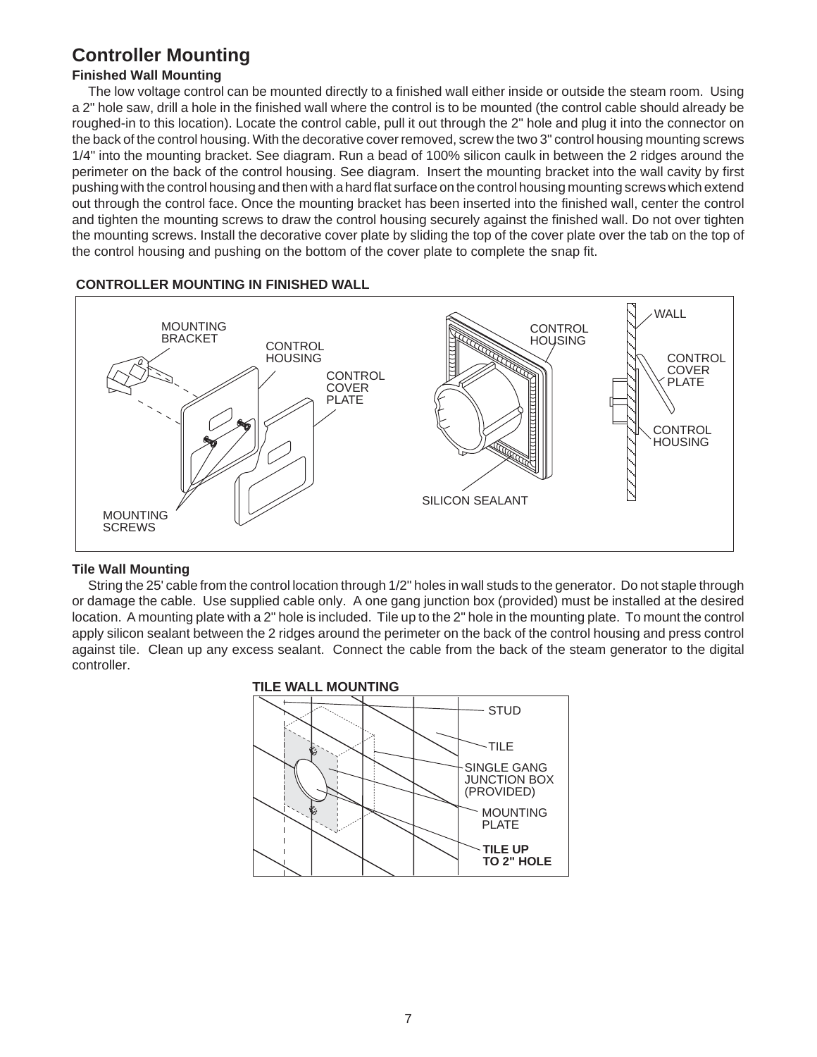# Controller Mounting

### Finished Wall Mounting

The low voltage control can be mounted directly to a finished wall either inside or outside the steam room. Using a 2" hole saw, drill a hole in the finished wall where the control is to be mounted (the control cable should already be roughed-in to this location). Locate the control cable, pull it out through the 2" hole and plug it into the connector on the back of the control housing. With the decorative cover removed, screw the two 3" control housing mounting screws 1/4" into the mounting bracket. See diagram. Run a bead of 100% silicon caulk in between the 2 ridges around the perimeter on the back of the control housing. See diagram. Insert the mounting bracket into the wall cavity by first pushing with the control housing and then with a hard flat surface on the control housing mounting screws which extend out through the control face. Once the mounting bracket has been inserted into the finished wall, center the control and tighten the mounting screws to draw the control housing securely against the finished wall. Do not over tighten the mounting screws. Install the decorative cover plate by sliding the top of the cover plate over the tab on the top of the control housing and pushing on the bottom of the cover plate to complete the snap fit.

**CONTROLLER MOUNTING IN FINISHED WALL**

MOUNTING BRACKET, CONTROL HOUSING, CONTROL COVER PLATE, MOUNTING SCREWS, CONTROL HOUSING, SILICON SEALANT, WALL, CONTROL COVER PLATE, CONTROL HOUSING

### Tile Wall Mounting

String the 25' cable from the control location through 1/2" holes in wall studs to the generator. Do not staple through or damage the cable. Use supplied cable only. A one gang junction box (provided) must be installed at the desired location. A mounting plate with a 2" hole is included. Tile up to the 2" hole in the mounting plate. To mount the control apply silicon sealant between the 2 ridges around the perimeter on the back of the control housing and press control against tile. Clean up any excess sealant. Connect the cable from the back of the steam generator to the digital controller.

**TILE WALL MOUNTING**

STUD, TILE, SINGLE GANG JUNCTION BOX (PROVIDED), MOUNTING PLATE, **TILE UP TO 2" HOLE**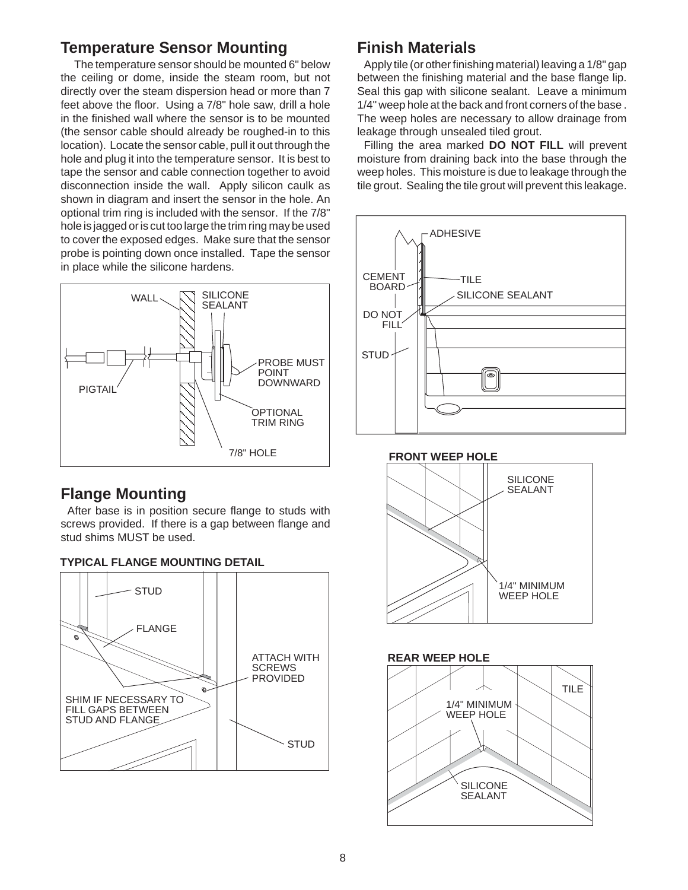## Temperature Sensor Mounting

The temperature sensor should be mounted 6" below the ceiling or dome, inside the steam room, but not directly over the steam dispersion head or more than 7 feet above the floor. Using a 7/8" hole saw, drill a hole in the finished wall where the sensor is to be mounted (the sensor cable should already be roughed-in to this location). Locate the sensor cable, pull it out through the hole and plug it into the temperature sensor. It is best to tape the sensor and cable connection together to avoid disconnection inside the wall. Apply silicon caulk as shown in diagram and insert the sensor in the hole. An optional trim ring is included with the sensor. If the 7/8" hole is jagged or is cut too large the trim ring may be used to cover the exposed edges. Make sure that the sensor probe is pointing down once installed. Tape the sensor in place while the silicone hardens.

WALL, SILICONE SEALANT, PIGTAIL, PROBE MUST POINT DOWNWARD, OPTIONAL TRIM RING, 7/8" HOLE

## Flange Mounting

After base is in position secure flange to studs with screws provided. If there is a gap between flange and stud shims MUST be used.

**TYPICAL FLANGE MOUNTING DETAIL**

STUD, FLANGE, ATTACH WITH SCREWS PROVIDED, SHIM IF NECESSARY TO FILL GAPS BETWEEN STUD AND FLANGE, STUD

## Finish Materials

Apply tile (or other finishing material) leaving a 1/8" gap between the finishing material and the base flange lip. Seal this gap with silicone sealant. Leave a minimum 1/4" weep hole at the back and front corners of the base . The weep holes are necessary to allow drainage from leakage through unsealed tiled grout.

Filling the area marked **DO NOT FILL** will prevent moisture from draining back into the base through the weep holes. This moisture is due to leakage through the tile grout. Sealing the tile grout will prevent this leakage.

ADHESIVE, CEMENT BOARD, TILE, SILICONE SEALANT, DO NOT FILL, STUD

**FRONT WEEP HOLE**

SILICONE SEALANT, 1/4" MINIMUM WEEP HOLE

**REAR WEEP HOLE**

TILE, 1/4" MINIMUM WEEP HOLE, SILICONE SEALANT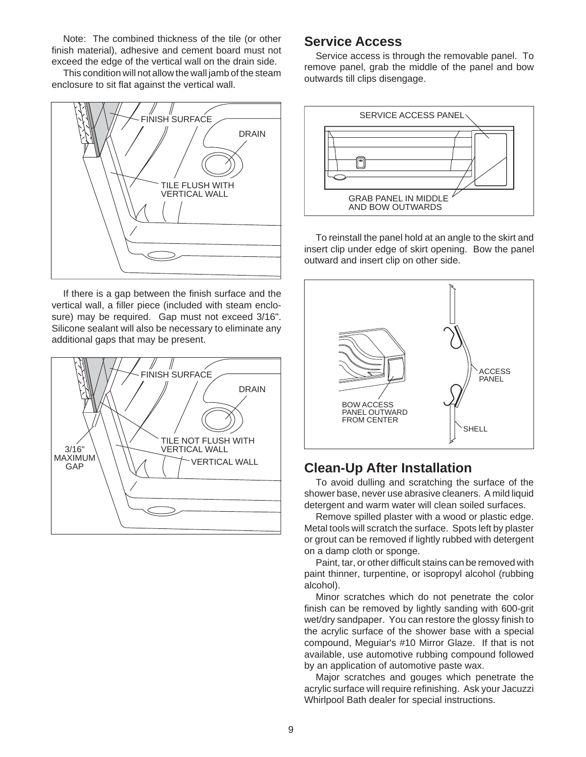Note: The combined thickness of the tile (or other finish material), adhesive and cement board must not exceed the edge of the vertical wall on the drain side.

This condition will not allow the wall jamb of the steam enclosure to sit flat against the vertical wall.

If there is a gap between the finish surface and the vertical wall, a filler piece (included with steam enclosure) may be required. Gap must not exceed 3/16". Silicone sealant will also be necessary to eliminate any additional gaps that may be present.

## Service Access

Service access is through the removable panel. To remove panel, grab the middle of the panel and bow outwards till clips disengage.

To reinstall the panel hold at an angle to the skirt and insert clip under edge of skirt opening. Bow the panel outward and insert clip on other side.

## Clean-Up After Installation

To avoid dulling and scratching the surface of the shower base, never use abrasive cleaners. A mild liquid detergent and warm water will clean soiled surfaces.

Remove spilled plaster with a wood or plastic edge. Metal tools will scratch the surface. Spots left by plaster or grout can be removed if lightly rubbed with detergent on a damp cloth or sponge.

Paint, tar, or other difficult stains can be removed with paint thinner, turpentine, or isopropyl alcohol (rubbing alcohol).

Minor scratches which do not penetrate the color finish can be removed by lightly sanding with 600-grit wet/dry sandpaper. You can restore the glossy finish to the acrylic surface of the shower base with a special compound, Meguiar's #10 Mirror Glaze. If that is not available, use automotive rubbing compound followed by an application of automotive paste wax.

Major scratches and gouges which penetrate the acrylic surface will require refinishing. Ask your Jacuzzi Whirlpool Bath dealer for special instructions.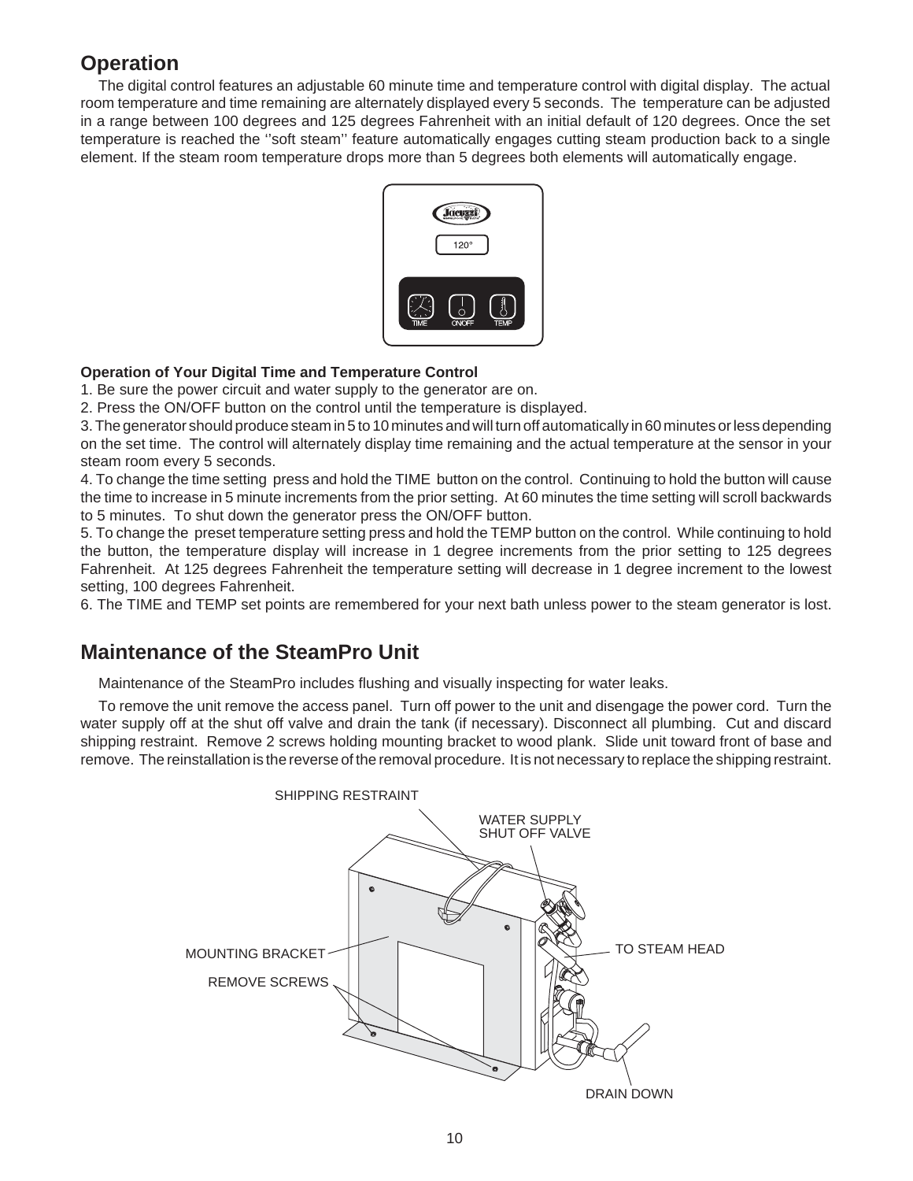## Operation

The digital control features an adjustable 60 minute time and temperature control with digital display. The actual room temperature and time remaining are alternately displayed every 5 seconds. The temperature can be adjusted in a range between 100 degrees and 125 degrees Fahrenheit with an initial default of 120 degrees. Once the set temperature is reached the ''soft steam'' feature automatically engages cutting steam production back to a single element. If the steam room temperature drops more than 5 degrees both elements will automatically engage.

**Operation of Your Digital Time and Temperature Control**

1. Be sure the power circuit and water supply to the generator are on.
2. Press the ON/OFF button on the control until the temperature is displayed.
3. The generator should produce steam in 5 to 10 minutes and will turn off automatically in 60 minutes or less depending on the set time. The control will alternately display time remaining and the actual temperature at the sensor in your steam room every 5 seconds.
4. To change the time setting press and hold the TIME button on the control. Continuing to hold the button will cause the time to increase in 5 minute increments from the prior setting. At 60 minutes the time setting will scroll backwards to 5 minutes. To shut down the generator press the ON/OFF button.
5. To change the preset temperature setting press and hold the TEMP button on the control. While continuing to hold the button, the temperature display will increase in 1 degree increments from the prior setting to 125 degrees Fahrenheit. At 125 degrees Fahrenheit the temperature setting will decrease in 1 degree increment to the lowest setting, 100 degrees Fahrenheit.
6. The TIME and TEMP set points are remembered for your next bath unless power to the steam generator is lost.

## Maintenance of the SteamPro Unit

Maintenance of the SteamPro includes flushing and visually inspecting for water leaks.

To remove the unit remove the access panel. Turn off power to the unit and disengage the power cord. Turn the water supply off at the shut off valve and drain the tank (if necessary). Disconnect all plumbing. Cut and discard shipping restraint. Remove 2 screws holding mounting bracket to wood plank. Slide unit toward front of base and remove. The reinstallation is the reverse of the removal procedure. It is not necessary to replace the shipping restraint.

SHIPPING RESTRAINT
WATER SUPPLY SHUT OFF VALVE
MOUNTING BRACKET
TO STEAM HEAD
REMOVE SCREWS
DRAIN DOWN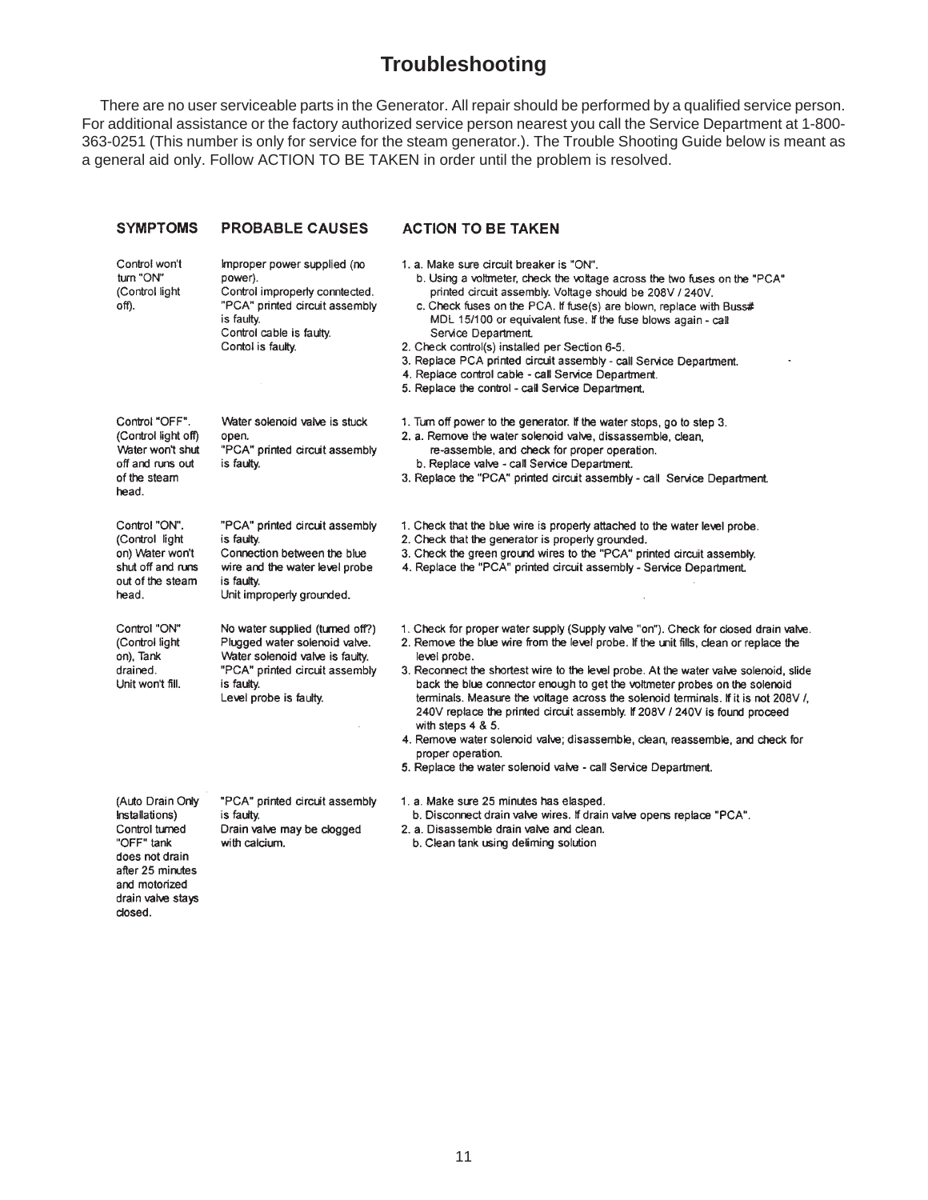# Troubleshooting

There are no user serviceable parts in the Generator. All repair should be performed by a qualified service person. For additional assistance or the factory authorized service person nearest you call the Service Department at 1-800-363-0251 (This number is only for service for the steam generator.). The Trouble Shooting Guide below is meant as a general aid only. Follow ACTION TO BE TAKEN in order until the problem is resolved.

| SYMPTOMS | PROBABLE CAUSES | ACTION TO BE TAKEN |
|---|---|---|
| Control won't turn "ON" (Control light off). | Improper power supplied (no power).<br>Control improperly conntected.<br>"PCA" printed circuit assembly is faulty.<br>Control cable is faulty.<br>Contol is faulty. | 1. a. Make sure circuit breaker is "ON".<br>b. Using a voltmeter, check the voltage across the two fuses on the "PCA" printed circuit assembly. Voltage should be 208V / 240V.<br>c. Check fuses on the PCA. If fuse(s) are blown, replace with Buss# MDL 15/100 or equivalent fuse. If the fuse blows again - call Service Department.<br>2. Check control(s) installed per Section 6-5.<br>3. Replace PCA printed circuit assembly - call Service Department.<br>4. Replace control cable - call Service Department.<br>5. Replace the control - call Service Department. |
| Control "OFF". (Control light off) Water won't shut off and runs out of the steam head. | Water solenoid valve is stuck open.<br>"PCA" printed circuit assembly is faulty. | 1. Turn off power to the generator. If the water stops, go to step 3.<br>2. a. Remove the water solenoid valve, dissassemble, clean, re-assemble, and check for proper operation.<br>b. Replace valve - call Service Department.<br>3. Replace the "PCA" printed circuit assembly - call Service Department. |
| Control "ON". (Control light on) Water won't shut off and runs out of the steam head. | "PCA" printed circuit assembly is faulty.<br>Connection between the blue wire and the water level probe is faulty.<br>Unit improperly grounded. | 1. Check that the blue wire is properly attached to the water level probe.<br>2. Check that the generator is properly grounded.<br>3. Check the green ground wires to the "PCA" printed circuit assembly.<br>4. Replace the "PCA" printed circuit assembly - Service Department. |
| Control "ON" (Control light on), Tank drained. Unit won't fill. | No water supplied (turned off?)<br>Plugged water solenoid valve.<br>Water solenoid valve is faulty.<br>"PCA" printed circuit assembly is faulty.<br>Level probe is faulty. | 1. Check for proper water supply (Supply valve "on"). Check for closed drain valve.<br>2. Remove the blue wire from the level probe. If the unit fills, clean or replace the level probe.<br>3. Reconnect the shortest wire to the level probe. At the water valve solenoid, slide back the blue connector enough to get the voltmeter probes on the solenoid terminals. Measure the voltage across the solenoid terminals. If it is not 208V /, 240V replace the printed circuit assembly. If 208V / 240V is found proceed with steps 4 & 5.<br>4. Remove water solenoid valve; disassemble, clean, reassemble, and check for proper operation.<br>5. Replace the water solenoid valve - call Service Department. |
| (Auto Drain Only Installations) Control turned "OFF" tank does not drain after 25 minutes and motorized drain valve stays closed. | "PCA" printed circuit assembly is faulty.<br>Drain valve may be clogged with calcium. | 1. a. Make sure 25 minutes has elasped.<br>b. Disconnect drain valve wires. If drain valve opens replace "PCA".<br>2. a. Disassemble drain valve and clean.<br>b. Clean tank using deliming solution |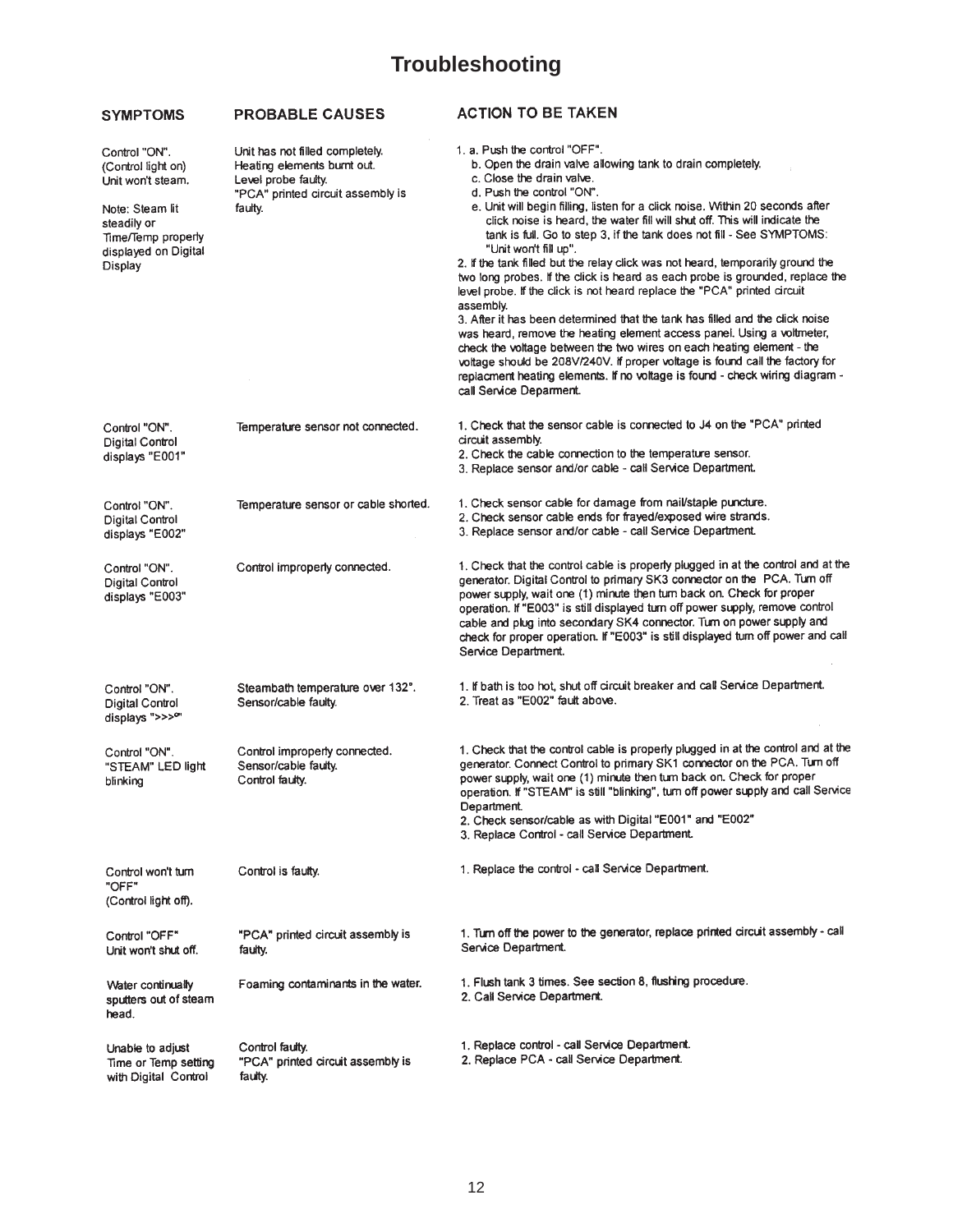# Troubleshooting

| SYMPTOMS | PROBABLE CAUSES | ACTION TO BE TAKEN |
|---|---|---|
| Control "ON". (Control light on) Unit won't steam.<br><br>Note: Steam lit steadily or Time/Temp properly displayed on Digital Display | Unit has not filled completely. Heating elements burnt out. Level probe faulty. "PCA" printed circuit assembly is faulty. | 1. a. Push the control "OFF".<br>b. Open the drain valve allowing tank to drain completely.<br>c. Close the drain valve.<br>d. Push the control "ON".<br>e. Unit will begin filling, listen for a click noise. Within 20 seconds after click noise is heard, the water fill will shut off. This will indicate the tank is full. Go to step 3, if the tank does not fill - See SYMPTOMS: "Unit won't fill up".<br>2. If the tank filled but the relay click was not heard, temporarily ground the two long probes. If the click is heard as each probe is grounded, replace the level probe. If the click is not heard replace the "PCA" printed circuit assembly.<br>3. After it has been determined that the tank has filled and the click noise was heard, remove the heating element access panel. Using a voltmeter, check the voltage between the two wires on each heating element - the voltage should be 208V/240V. If proper voltage is found call the factory for replacment heating elements. If no voltage is found - check wiring diagram - call Service Deparment. |
| Control "ON". Digital Control displays "E001" | Temperature sensor not connected. | 1. Check that the sensor cable is connected to J4 on the "PCA" printed circuit assembly.<br>2. Check the cable connection to the temperature sensor.<br>3. Replace sensor and/or cable - call Service Department. |
| Control "ON". Digital Control displays "E002" | Temperature sensor or cable shorted. | 1. Check sensor cable for damage from nail/staple puncture.<br>2. Check sensor cable ends for frayed/exposed wire strands.<br>3. Replace sensor and/or cable - call Service Department. |
| Control "ON". Digital Control displays "E003" | Control improperly connected. | 1. Check that the control cable is properly plugged in at the control and at the generator. Digital Control to primary SK3 connector on the PCA. Turn off power supply, wait one (1) minute then turn back on. Check for proper operation. If "E003" is still displayed turn off power supply, remove control cable and plug into secondary SK4 connector. Turn on power supply and check for proper operation. If "E003" is still displayed turn off power and call Service Department. |
| Control "ON". Digital Control displays ">>>°" | Steambath temperature over 132°. Sensor/cable faulty. | 1. If bath is too hot, shut off circuit breaker and call Service Department.<br>2. Treat as "E002" fault above. |
| Control "ON". "STEAM" LED light blinking | Control improperly connected. Sensor/cable faulty. Control faulty. | 1. Check that the control cable is properly plugged in at the control and at the generator. Connect Control to primary SK1 connector on the PCA. Turn off power supply, wait one (1) minute then turn back on. Check for proper operation. If "STEAM" is still "blinking", turn off power supply and call Service Department.<br>2. Check sensor/cable as with Digital "E001" and "E002"<br>3. Replace Control - call Service Department. |
| Control won't turn "OFF" (Control light off). | Control is faulty. | 1. Replace the control - call Service Department. |
| Control "OFF" Unit won't shut off. | "PCA" printed circuit assembly is faulty. | 1. Turn off the power to the generator, replace printed circuit assembly - call Service Department. |
| Water continually sputters out of steam head. | Foaming contaminants in the water. | 1. Flush tank 3 times. See section 8, flushing procedure.<br>2. Call Service Department. |
| Unable to adjust Time or Temp setting with Digital Control | Control faulty. "PCA" printed circuit assembly is faulty. | 1. Replace control - call Service Department.<br>2. Replace PCA - call Service Department. |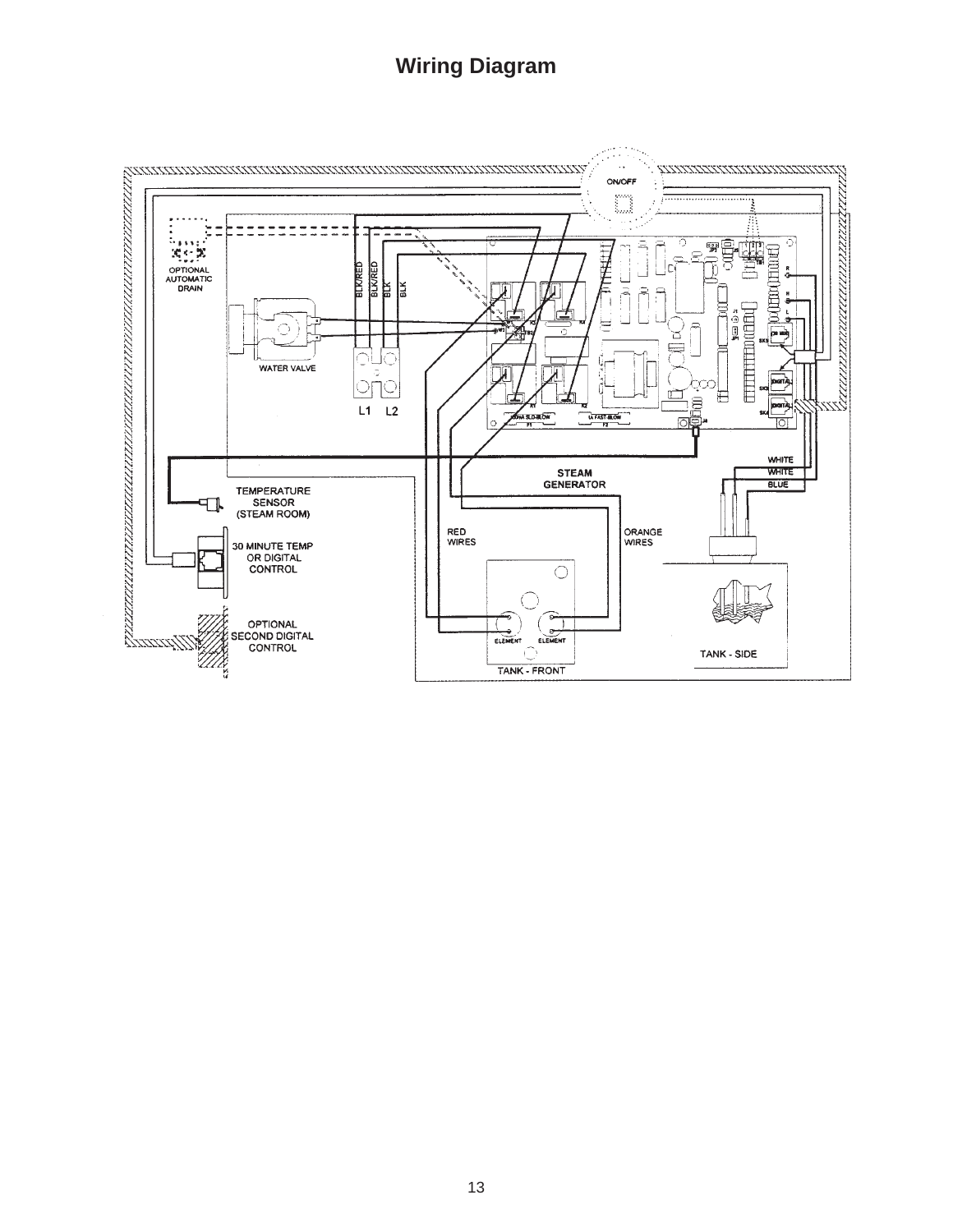# Wiring Diagram

ON/OFF

OPTIONAL AUTOMATIC DRAIN

BLK/RED

BLK/RED

BLK

BLK

WATER VALVE

L1 L2

TEMPERATURE SENSOR (STEAM ROOM)

30 MINUTE TEMP OR DIGITAL CONTROL

OPTIONAL SECOND DIGITAL CONTROL

STEAM GENERATOR

RED WIRES

ORANGE WIRES

WHITE

WHITE

BLUE

ELEMENT

ELEMENT

TANK - FRONT

TANK - SIDE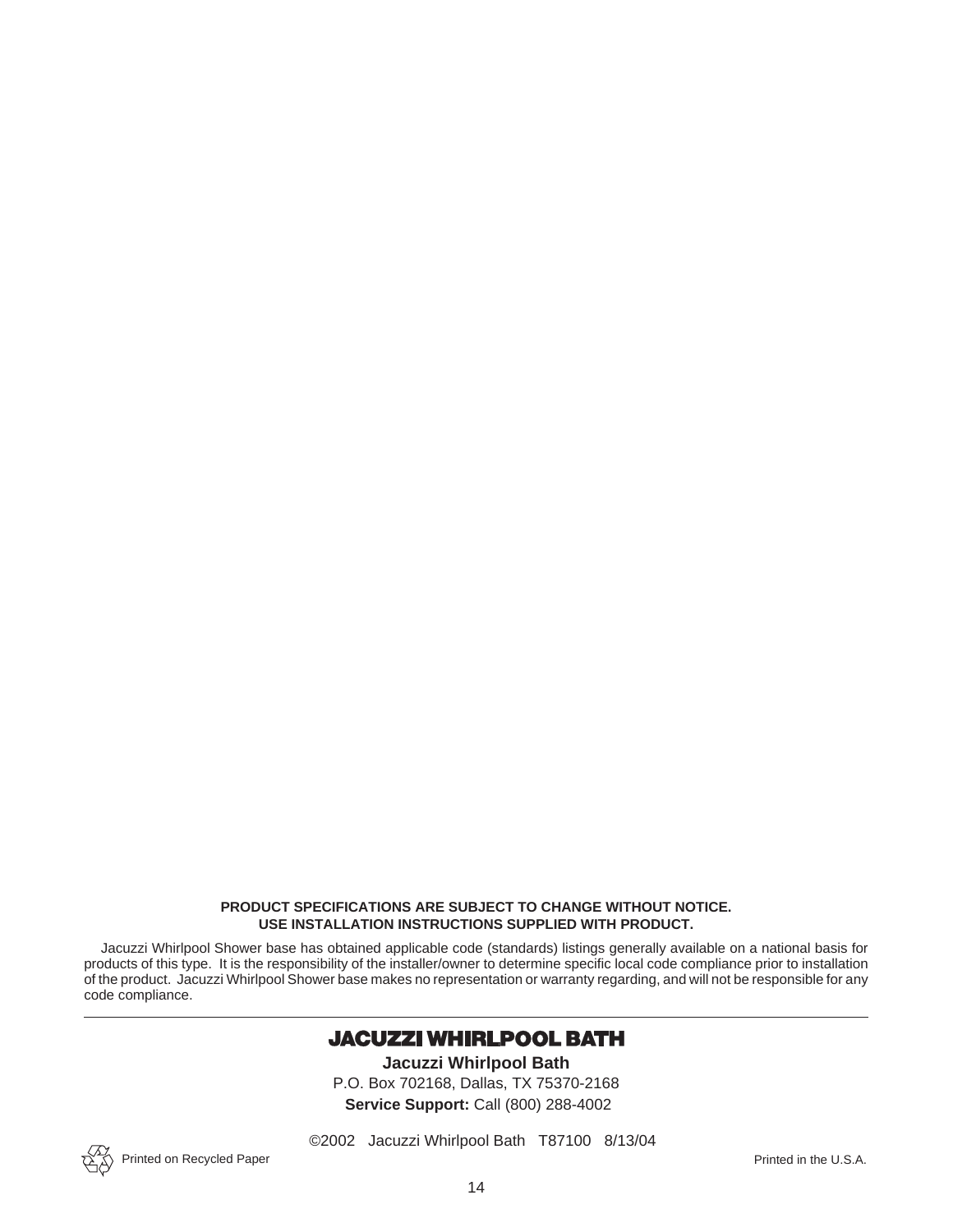**PRODUCT SPECIFICATIONS ARE SUBJECT TO CHANGE WITHOUT NOTICE.**
**USE INSTALLATION INSTRUCTIONS SUPPLIED WITH PRODUCT.**

Jacuzzi Whirlpool Shower base has obtained applicable code (standards) listings generally available on a national basis for products of this type. It is the responsibility of the installer/owner to determine specific local code compliance prior to installation of the product. Jacuzzi Whirlpool Shower base makes no representation or warranty regarding, and will not be responsible for any code compliance.

---

**JACUZZI WHIRLPOOL BATH**

**Jacuzzi Whirlpool Bath**
P.O. Box 702168, Dallas, TX 75370-2168
**Service Support:** Call (800) 288-4002

©2002 Jacuzzi Whirlpool Bath T87100 8/13/04

Printed on Recycled Paper

Printed in the U.S.A.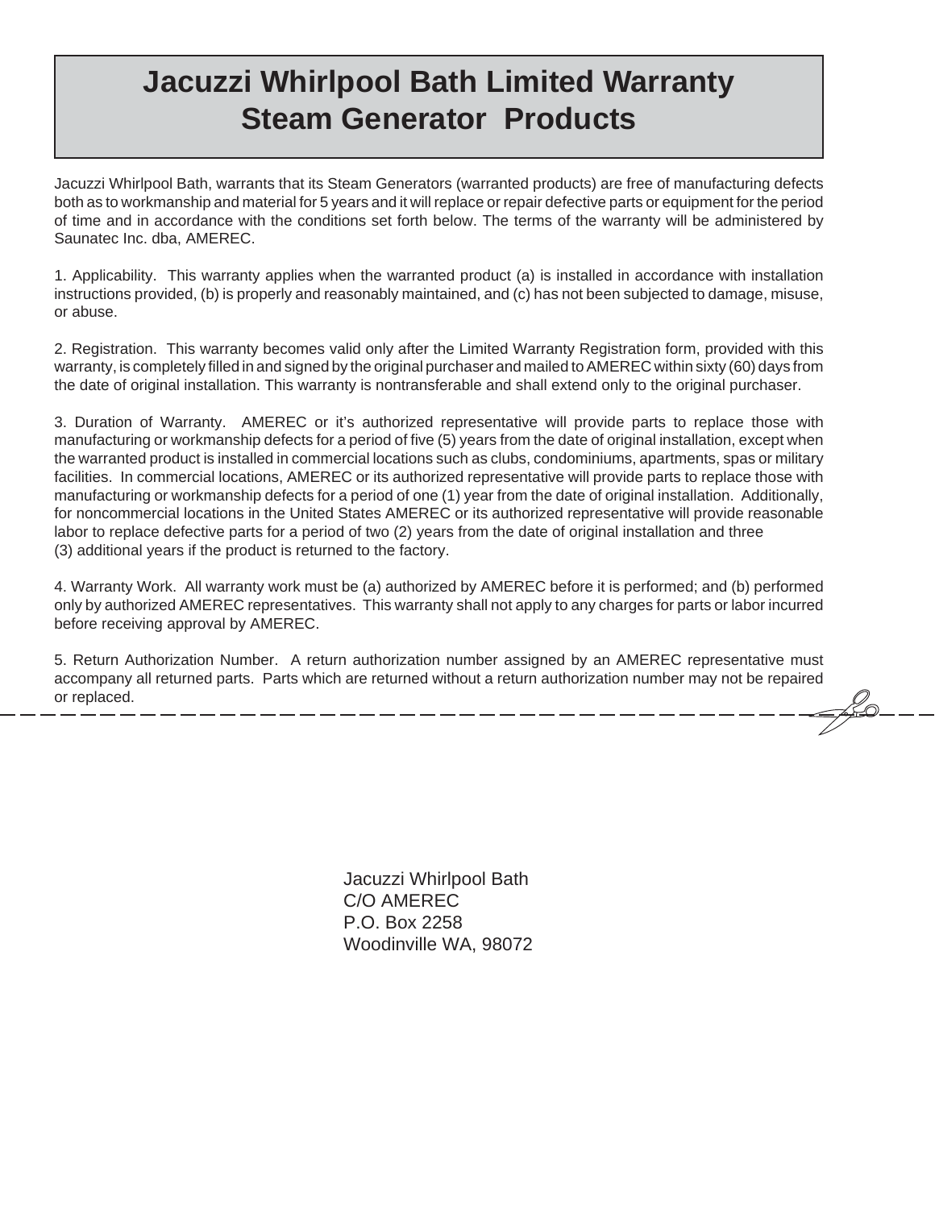# Jacuzzi Whirlpool Bath Limited Warranty
# Steam Generator Products

Jacuzzi Whirlpool Bath, warrants that its Steam Generators (warranted products) are free of manufacturing defects both as to workmanship and material for 5 years and it will replace or repair defective parts or equipment for the period of time and in accordance with the conditions set forth below. The terms of the warranty will be administered by Saunatec Inc. dba, AMEREC.

1. Applicability. This warranty applies when the warranted product (a) is installed in accordance with installation instructions provided, (b) is properly and reasonably maintained, and (c) has not been subjected to damage, misuse, or abuse.

2. Registration. This warranty becomes valid only after the Limited Warranty Registration form, provided with this warranty, is completely filled in and signed by the original purchaser and mailed to AMEREC within sixty (60) days from the date of original installation. This warranty is nontransferable and shall extend only to the original purchaser.

3. Duration of Warranty. AMEREC or it's authorized representative will provide parts to replace those with manufacturing or workmanship defects for a period of five (5) years from the date of original installation, except when the warranted product is installed in commercial locations such as clubs, condominiums, apartments, spas or military facilities. In commercial locations, AMEREC or its authorized representative will provide parts to replace those with manufacturing or workmanship defects for a period of one (1) year from the date of original installation. Additionally, for noncommercial locations in the United States AMEREC or its authorized representative will provide reasonable labor to replace defective parts for a period of two (2) years from the date of original installation and three (3) additional years if the product is returned to the factory.

4. Warranty Work. All warranty work must be (a) authorized by AMEREC before it is performed; and (b) performed only by authorized AMEREC representatives. This warranty shall not apply to any charges for parts or labor incurred before receiving approval by AMEREC.

5. Return Authorization Number. A return authorization number assigned by an AMEREC representative must accompany all returned parts. Parts which are returned without a return authorization number may not be repaired or replaced.

Jacuzzi Whirlpool Bath
C/O AMEREC
P.O. Box 2258
Woodinville WA, 98072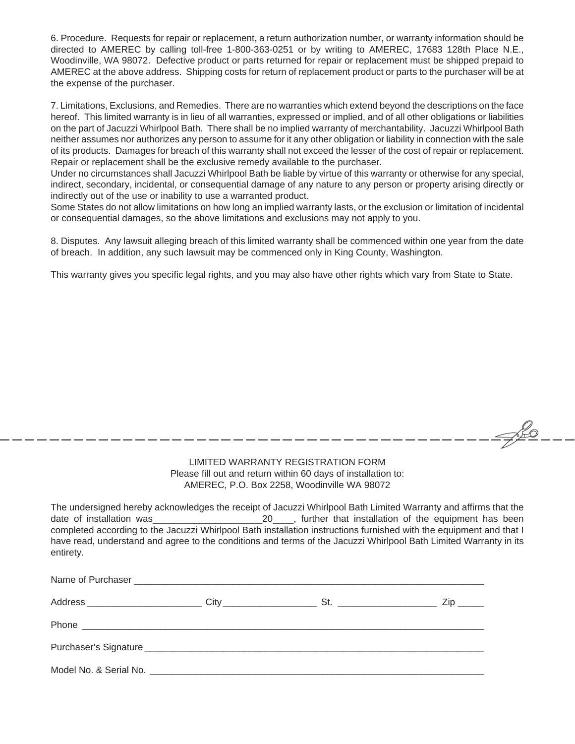6. Procedure. Requests for repair or replacement, a return authorization number, or warranty information should be directed to AMEREC by calling toll-free 1-800-363-0251 or by writing to AMEREC, 17683 128th Place N.E., Woodinville, WA 98072. Defective product or parts returned for repair or replacement must be shipped prepaid to AMEREC at the above address. Shipping costs for return of replacement product or parts to the purchaser will be at the expense of the purchaser.

7. Limitations, Exclusions, and Remedies. There are no warranties which extend beyond the descriptions on the face hereof. This limited warranty is in lieu of all warranties, expressed or implied, and of all other obligations or liabilities on the part of Jacuzzi Whirlpool Bath. There shall be no implied warranty of merchantability. Jacuzzi Whirlpool Bath neither assumes nor authorizes any person to assume for it any other obligation or liability in connection with the sale of its products. Damages for breach of this warranty shall not exceed the lesser of the cost of repair or replacement. Repair or replacement shall be the exclusive remedy available to the purchaser.
Under no circumstances shall Jacuzzi Whirlpool Bath be liable by virtue of this warranty or otherwise for any special, indirect, secondary, incidental, or consequential damage of any nature to any person or property arising directly or indirectly out of the use or inability to use a warranted product.
Some States do not allow limitations on how long an implied warranty lasts, or the exclusion or limitation of incidental or consequential damages, so the above limitations and exclusions may not apply to you.

8. Disputes. Any lawsuit alleging breach of this limited warranty shall be commenced within one year from the date of breach. In addition, any such lawsuit may be commenced only in King County, Washington.

This warranty gives you specific legal rights, and you may also have other rights which vary from State to State.

---

LIMITED WARRANTY REGISTRATION FORM
Please fill out and return within 60 days of installation to:
AMEREC, P.O. Box 2258, Woodinville WA 98072

The undersigned hereby acknowledges the receipt of Jacuzzi Whirlpool Bath Limited Warranty and affirms that the date of installation was____________________20____, further that installation of the equipment has been completed according to the Jacuzzi Whirlpool Bath installation instructions furnished with the equipment and that I have read, understand and agree to the conditions and terms of the Jacuzzi Whirlpool Bath Limited Warranty in its entirety.

Name of Purchaser ________________________________________________________________

Address _____________________ City_________________ St. __________________ Zip _____

Phone ________________________________________________________________________

Purchaser's Signature ______________________________________________________________

Model No. & Serial No. _____________________________________________________________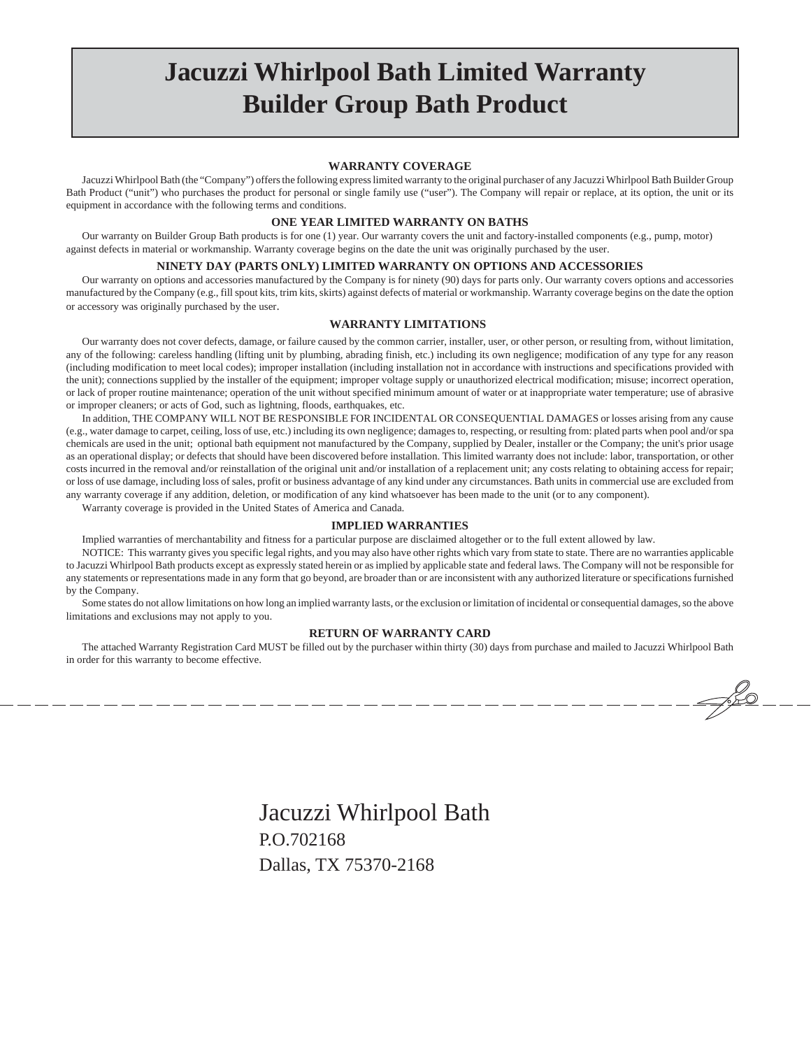# Jacuzzi Whirlpool Bath Limited Warranty Builder Group Bath Product

## WARRANTY COVERAGE

Jacuzzi Whirlpool Bath (the "Company") offers the following express limited warranty to the original purchaser of any Jacuzzi Whirlpool Bath Builder Group Bath Product ("unit") who purchases the product for personal or single family use ("user"). The Company will repair or replace, at its option, the unit or its equipment in accordance with the following terms and conditions.

## ONE YEAR LIMITED WARRANTY ON BATHS

Our warranty on Builder Group Bath products is for one (1) year. Our warranty covers the unit and factory-installed components (e.g., pump, motor) against defects in material or workmanship. Warranty coverage begins on the date the unit was originally purchased by the user.

## NINETY DAY (PARTS ONLY) LIMITED WARRANTY ON OPTIONS AND ACCESSORIES

Our warranty on options and accessories manufactured by the Company is for ninety (90) days for parts only. Our warranty covers options and accessories manufactured by the Company (e.g., fill spout kits, trim kits, skirts) against defects of material or workmanship. Warranty coverage begins on the date the option or accessory was originally purchased by the user.

## WARRANTY LIMITATIONS

Our warranty does not cover defects, damage, or failure caused by the common carrier, installer, user, or other person, or resulting from, without limitation, any of the following: careless handling (lifting unit by plumbing, abrading finish, etc.) including its own negligence; modification of any type for any reason (including modification to meet local codes); improper installation (including installation not in accordance with instructions and specifications provided with the unit); connections supplied by the installer of the equipment; improper voltage supply or unauthorized electrical modification; misuse; incorrect operation, or lack of proper routine maintenance; operation of the unit without specified minimum amount of water or at inappropriate water temperature; use of abrasive or improper cleaners; or acts of God, such as lightning, floods, earthquakes, etc.

In addition, THE COMPANY WILL NOT BE RESPONSIBLE FOR INCIDENTAL OR CONSEQUENTIAL DAMAGES or losses arising from any cause (e.g., water damage to carpet, ceiling, loss of use, etc.) including its own negligence; damages to, respecting, or resulting from: plated parts when pool and/or spa chemicals are used in the unit; optional bath equipment not manufactured by the Company, supplied by Dealer, installer or the Company; the unit's prior usage as an operational display; or defects that should have been discovered before installation. This limited warranty does not include: labor, transportation, or other costs incurred in the removal and/or reinstallation of the original unit and/or installation of a replacement unit; any costs relating to obtaining access for repair; or loss of use damage, including loss of sales, profit or business advantage of any kind under any circumstances. Bath units in commercial use are excluded from any warranty coverage if any addition, deletion, or modification of any kind whatsoever has been made to the unit (or to any component).

Warranty coverage is provided in the United States of America and Canada.

## IMPLIED WARRANTIES

Implied warranties of merchantability and fitness for a particular purpose are disclaimed altogether or to the full extent allowed by law.

NOTICE: This warranty gives you specific legal rights, and you may also have other rights which vary from state to state. There are no warranties applicable to Jacuzzi Whirlpool Bath products except as expressly stated herein or as implied by applicable state and federal laws. The Company will not be responsible for any statements or representations made in any form that go beyond, are broader than or are inconsistent with any authorized literature or specifications furnished by the Company.

Some states do not allow limitations on how long an implied warranty lasts, or the exclusion or limitation of incidental or consequential damages, so the above limitations and exclusions may not apply to you.

## RETURN OF WARRANTY CARD

The attached Warranty Registration Card MUST be filled out by the purchaser within thirty (30) days from purchase and mailed to Jacuzzi Whirlpool Bath in order for this warranty to become effective.

---

Jacuzzi Whirlpool Bath
P.O.702168
Dallas, TX 75370-2168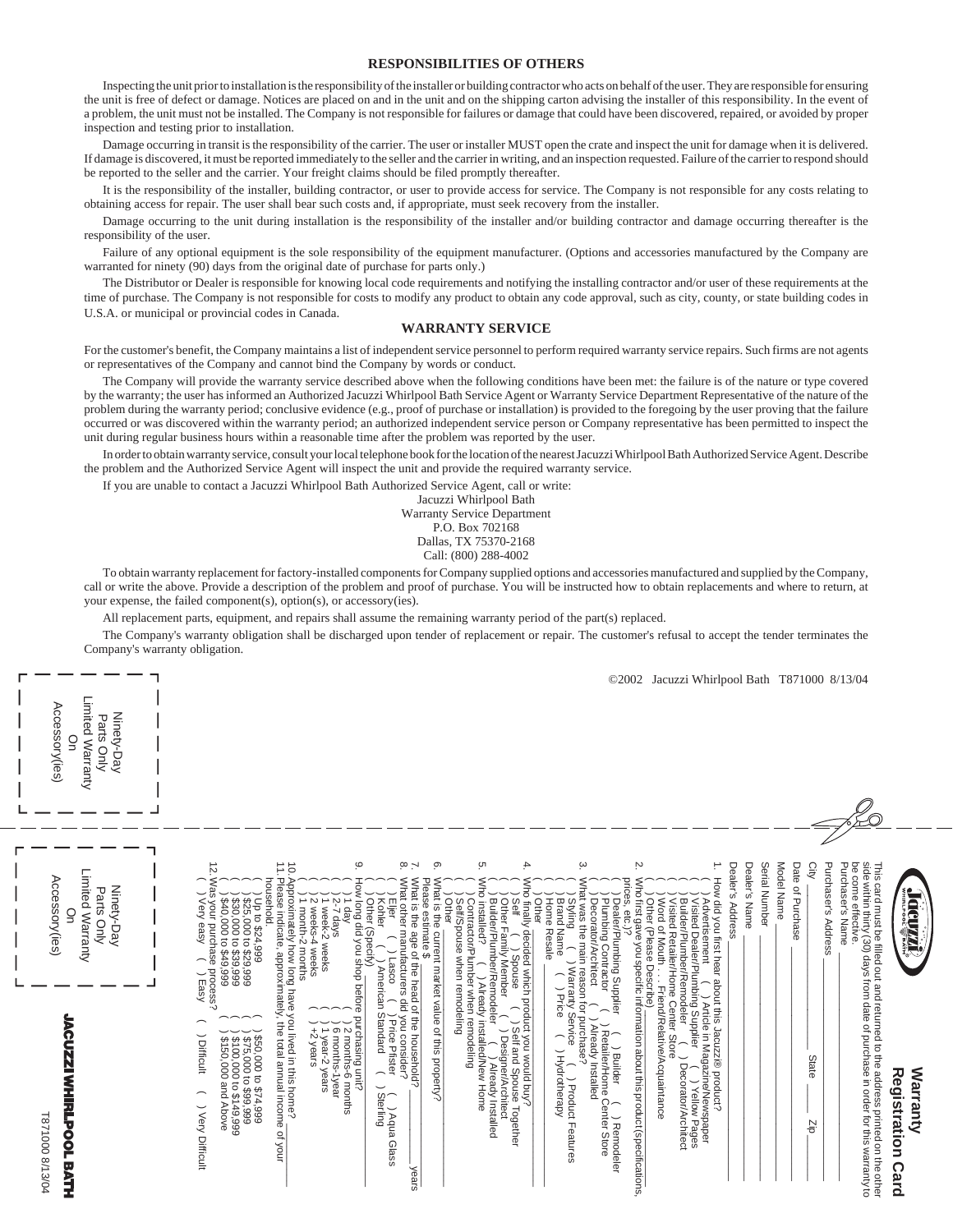## RESPONSIBILITIES OF OTHERS

Inspecting the unit prior to installation is the responsibility of the installer or building contractor who acts on behalf of the user. They are responsible for ensuring the unit is free of defect or damage. Notices are placed on and in the unit and on the shipping carton advising the installer of this responsibility. In the event of a problem, the unit must not be installed. The Company is not responsible for failures or damage that could have been discovered, repaired, or avoided by proper inspection and testing prior to installation.

Damage occurring in transit is the responsibility of the carrier. The user or installer MUST open the crate and inspect the unit for damage when it is delivered. If damage is discovered, it must be reported immediately to the seller and the carrier in writing, and an inspection requested. Failure of the carrier to respond should be reported to the seller and the carrier. Your freight claims should be filed promptly thereafter.

It is the responsibility of the installer, building contractor, or user to provide access for service. The Company is not responsible for any costs relating to obtaining access for repair. The user shall bear such costs and, if appropriate, must seek recovery from the installer.

Damage occurring to the unit during installation is the responsibility of the installer and/or building contractor and damage occurring thereafter is the responsibility of the user.

Failure of any optional equipment is the sole responsibility of the equipment manufacturer. (Options and accessories manufactured by the Company are warranted for ninety (90) days from the original date of purchase for parts only.)

The Distributor or Dealer is responsible for knowing local code requirements and notifying the installing contractor and/or user of these requirements at the time of purchase. The Company is not responsible for costs to modify any product to obtain any code approval, such as city, county, or state building codes in U.S.A. or municipal or provincial codes in Canada.

## WARRANTY SERVICE

For the customer's benefit, the Company maintains a list of independent service personnel to perform required warranty service repairs. Such firms are not agents or representatives of the Company and cannot bind the Company by words or conduct.

The Company will provide the warranty service described above when the following conditions have been met: the failure is of the nature or type covered by the warranty; the user has informed an Authorized Jacuzzi Whirlpool Bath Service Agent or Warranty Service Department Representative of the nature of the problem during the warranty period; conclusive evidence (e.g., proof of purchase or installation) is provided to the foregoing by the user proving that the failure occurred or was discovered within the warranty period; an authorized independent service person or Company representative has been permitted to inspect the unit during regular business hours within a reasonable time after the problem was reported by the user.

In order to obtain warranty service, consult your local telephone book for the location of the nearest Jacuzzi Whirlpool Bath Authorized Service Agent. Describe the problem and the Authorized Service Agent will inspect the unit and provide the required warranty service.

If you are unable to contact a Jacuzzi Whirlpool Bath Authorized Service Agent, call or write:

Jacuzzi Whirlpool Bath
Warranty Service Department
P.O. Box 702168
Dallas, TX 75370-2168
Call: (800) 288-4002

To obtain warranty replacement for factory-installed components for Company supplied options and accessories manufactured and supplied by the Company, call or write the above. Provide a description of the problem and proof of purchase. You will be instructed how to obtain replacements and where to return, at your expense, the failed component(s), option(s), or accessory(ies).

All replacement parts, equipment, and repairs shall assume the remaining warranty period of the part(s) replaced.

The Company's warranty obligation shall be discharged upon tender of replacement or repair. The customer's refusal to accept the tender terminates the Company's warranty obligation.

©2002 Jacuzzi Whirlpool Bath T871000 8/13/04

Ninety-Day Parts Only Limited Warranty On Accessory(ies)

---

# Warranty Registration Card

This card must be filled out and returned to the address printed on the other side within thirty (30) days from date of purchase in order for this warranty to be come effective.

Purchaser's Name ____________

Purchaser's Address ____________

City ____________ State ____ Zip ____

Date of Purchase ____________

Model Name ____________

Serial Number ____________

Dealer's Name ____________

Dealer's Address ____________

1. How did you first hear about this Jacuzzi® product?
   ( ) Advertisement ( ) Article in Magazine/Newspaper
   ( ) Visited Dealer/Plumbing Supplier ( ) Yellow Pages
   ( ) Builder/Plumber/Remodeler ( ) Decorator/Architect
   ( ) Visited Retailer/Home Center Store
   ( ) Word of Mouth . . . Friend/Relative/Acquaintance
   ( ) Other (Please Describe) ____________
2. Who first gave you specific information about this product (specifications, prices, etc.)?
   ( ) Dealer/Plumbing Supplier ( ) Builder ( ) Remodeler
   ( ) Plumbing Contractor ( ) Retailer/Home Center Store
   ( ) Decorator/Architect ( ) Already Installed
3. What was the main reason for purchase?
   ( ) Styling ( ) Warranty Service ( ) Product Features
   ( ) Brand Name ( ) Price ( ) Hydrotherapy
   ( ) Home Resale
   ( ) Other ____________
4. Who finally decided which product you would buy?
   ( ) Self ( ) Spouse ( ) Self and Spouse Together
   ( ) Other Family Member ( ) Designer/Architect
   ( ) Builder/Plumber/Remodeler ( ) Already Installed
5. Who installed? ( ) Already Installed/New Home
   ( ) Contractor/Plumber when remodeling
   ( ) Self/Spouse when remodeling
   ( ) Other ____________
6. What is the current market value of this property?
   Please estimate $ ____________
7. What is the age of the head of the household? ________ years
8. What other manufacturers did you consider?
   ( ) Eljer ( ) Lasco ( ) Price Pfister ( ) Aqua Glass
   ( ) Kohler ( ) American Standard ( ) Sterling
   ( ) Other (Specify) ____________
9. How long did you shop before purchasing unit?
   ( ) 1 day ( ) 2 months-6 months
   ( ) 2-7 days ( ) 6 months-1year
   ( ) 1 week-2 weeks ( ) 1 year-2 years
   ( ) 2 weeks-4 weeks ( ) +2 years
   ( ) 1 month-2 months
10. Approximately how long have you lived in this home? ________
11. Please indicate, approximately, the total annual income of your household.
    ( ) Up to $24,999 ( ) $50,000 to $74,999
    ( ) $25,000 to $29,999 ( ) $75,000 to $99,999
    ( ) $30,000 to $39,999 ( ) $100,000 to $149,999
    ( ) $40,000 to $49,999 ( ) $150,000 and Above
12. Was your purchase process?
    ( ) Very easy ( ) Easy ( ) Difficult ( ) Very Difficult

Ninety-Day Parts Only Limited Warranty On Accessory(ies)

JACUZZI WHIRLPOOL BATH

T871000 8/13/04